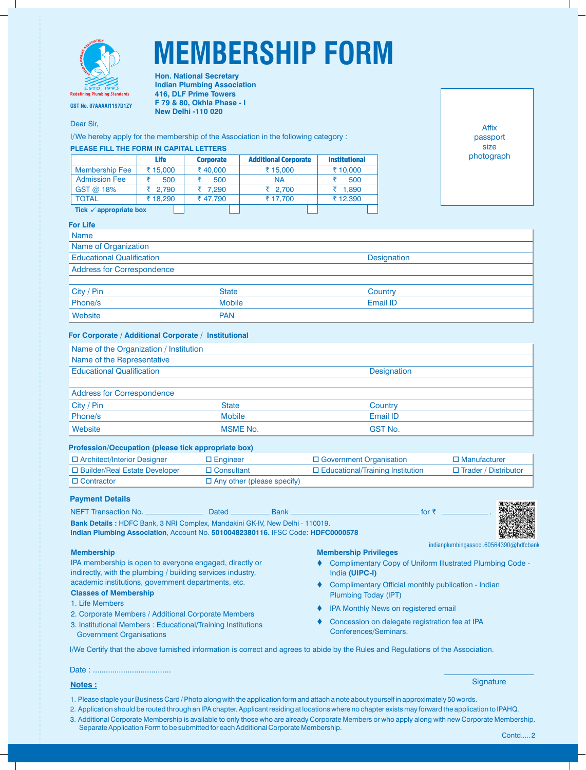# MEMBERSHIP FORM

ESTD. 1993
Redefining Plumbing Standards

GST No. 07AAAAI1197D1ZY

**Hon. National Secretary**
**Indian Plumbing Association**
**416, DLF Prime Towers**
**F 79 & 80, Okhla Phase - I**
**New Delhi -110 020**

Affix passport size photograph

Dear Sir,

I/We hereby apply for the membership of the Association in the following category :

**PLEASE FILL THE FORM IN CAPITAL LETTERS**

| | Life | Corporate | Additional Corporate | Institutional |
|---|---|---|---|---|
| Membership Fee | ₹ 15,000 | ₹ 40,000 | ₹ 15,000 | ₹ 10,000 |
| Admission Fee | ₹ 500 | ₹ 500 | NA | ₹ 500 |
| GST @ 18% | ₹ 2,790 | ₹ 7,290 | ₹ 2,700 | ₹ 1,890 |
| TOTAL | ₹ 18,290 | ₹ 47,790 | ₹ 17,700 | ₹ 12,390 |
| **Tick ✓ appropriate box** | ☐ | ☐ | ☐ | ☐ |

**For Life**

| | | |
|---|---|---|
| Name | | |
| Name of Organization | | |
| Educational Qualification | | Designation |
| Address for Correspondence | | |
| | | |
| City / Pin | State | Country |
| Phone/s | Mobile | Email ID |
| Website | PAN | |

**For Corporate / Additional Corporate / Institutional**

| | | |
|---|---|---|
| Name of the Organization / Institution | | |
| Name of the Representative | | |
| Educational Qualification | | Designation |
| | | |
| Address for Correspondence | | |
| City / Pin | State | Country |
| Phone/s | Mobile | Email ID |
| Website | MSME No. | GST No. |

**Profession/Occupation (please tick appropriate box)**

| | | | |
|---|---|---|---|
| ☐ Architect/Interior Designer | ☐ Engineer | ☐ Government Organisation | ☐ Manufacturer |
| ☐ Builder/Real Estate Developer | ☐ Consultant | ☐ Educational/Training Institution | ☐ Trader / Distributor |
| ☐ Contractor | ☐ Any other (please specify) | | |

**Payment Details**

NEFT Transaction No. ______________ Dated __________ Bank ______________________________ for ₹ ___________.

**Bank Details :** HDFC Bank, 3 NRI Complex, Mandakini GK-IV, New Delhi - 110019.
**Indian Plumbing Association**, Account No. **50100482380116.** IFSC Code: **HDFC0000578**

indianplumbingassoci.60564390@hdfcbank

**Membership**

IPA membership is open to everyone engaged, directly or indirectly, with the plumbing / building services industry, academic institutions, government departments, etc.

**Classes of Membership**

1. Life Members
2. Corporate Members / Additional Corporate Members
3. Institutional Members : Educational/Training Institutions Government Organisations

**Membership Privileges**

- Complimentary Copy of Uniform Illustrated Plumbing Code - India **(UIPC-I)**
- Complimentary Official monthly publication - Indian Plumbing Today (IPT)
- IPA Monthly News on registered email
- Concession on delegate registration fee at IPA Conferences/Seminars.

I/We Certify that the above furnished information is correct and agrees to abide by the Rules and Regulations of the Association.

Date : ...................................

Signature

**Notes :**

1. Please staple your Business Card / Photo along with the application form and attach a note about yourself in approximately 50 words.
2. Application should be routed through an IPA chapter. Applicant residing at locations where no chapter exists may forward the application to IPAHQ.
3. Additional Corporate Membership is available to only those who are already Corporate Members or who apply along with new Corporate Membership. Separate Application Form to be submitted for each Additional Corporate Membership.

Contd.....2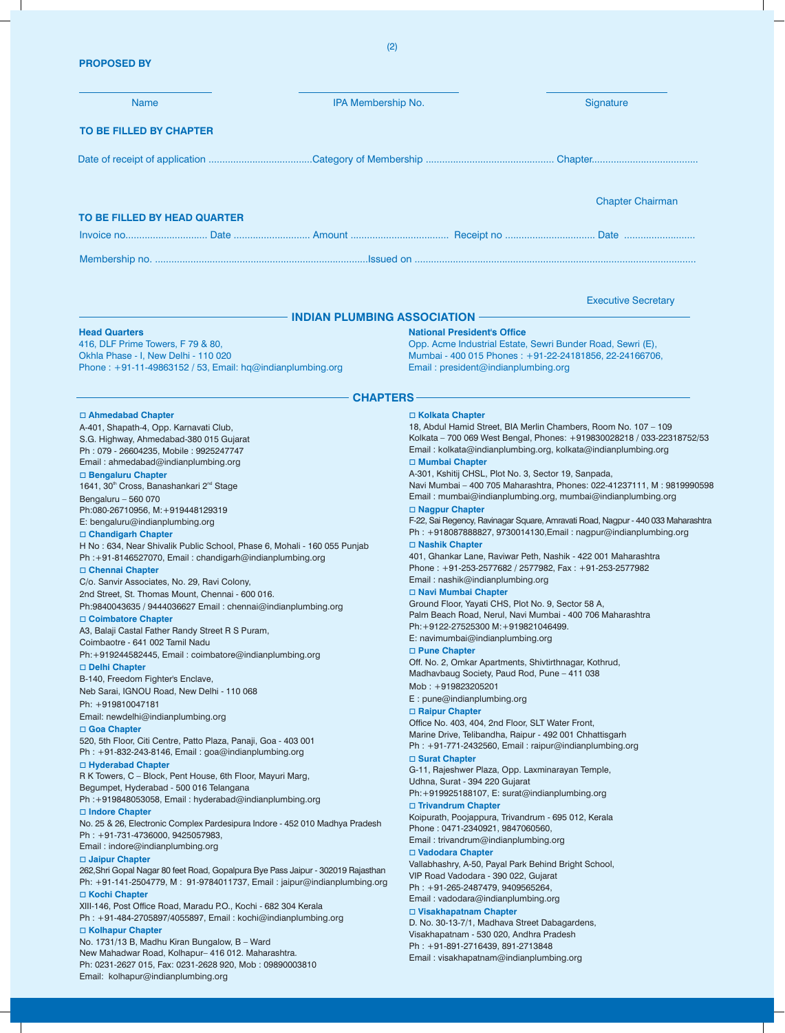**PROPOSED BY**

| Name | IPA Membership No. | Signature |
|---|---|---|
| | | |

**TO BE FILLED BY CHAPTER**

Date of receipt of application .....................................Category of Membership .............................................. Chapter......................................

Chapter Chairman

**TO BE FILLED BY HEAD QUARTER**

Invoice no.............................. Date ............................ Amount .................................... Receipt no ................................ Date ..........................

Membership no. ..............................................................................Issued on ......................................................................................................

Executive Secretary

## INDIAN PLUMBING ASSOCIATION

**Head Quarters**
416, DLF Prime Towers, F 79 & 80,
Okhla Phase - I, New Delhi - 110 020
Phone : +91-11-49863152 / 53, Email: hq@indianplumbing.org

**National President's Office**
Opp. Acme Industrial Estate, Sewri Bunder Road, Sewri (E),
Mumbai - 400 015 Phones : +91-22-24181856, 22-24166706,
Email : president@indianplumbing.org

## CHAPTERS

**□ Ahmedabad Chapter**
A-401, Shapath-4, Opp. Karnavati Club,
S.G. Highway, Ahmedabad-380 015 Gujarat
Ph : 079 - 26604235, Mobile : 9925247747
Email : ahmedabad@indianplumbing.org

**□ Bengaluru Chapter**
1641, 30th Cross, Banashankari 2nd Stage
Bengaluru – 560 070
Ph:080-26710956, M:+919448129319
E: bengaluru@indianplumbing.org

**□ Chandigarh Chapter**
H No : 634, Near Shivalik Public School, Phase 6, Mohali - 160 055 Punjab
Ph :+91-8146527070, Email : chandigarh@indianplumbing.org

**□ Chennai Chapter**
C/o. Sanvir Associates, No. 29, Ravi Colony,
2nd Street, St. Thomas Mount, Chennai - 600 016.
Ph:9840043635 / 9444036627 Email : chennai@indianplumbing.org

**□ Coimbatore Chapter**
A3, Balaji Castal Father Randy Street R S Puram,
Coimbaotre - 641 002 Tamil Nadu
Ph:+919244582445, Email : coimbatore@indianplumbing.org

**□ Delhi Chapter**
B-140, Freedom Fighter's Enclave,
Neb Sarai, IGNOU Road, New Delhi - 110 068
Ph: +919810047181
Email: newdelhi@indianplumbing.org

**□ Goa Chapter**
520, 5th Floor, Citi Centre, Patto Plaza, Panaji, Goa - 403 001
Ph : +91-832-243-8146, Email : goa@indianplumbing.org

**□ Hyderabad Chapter**
R K Towers, C – Block, Pent House, 6th Floor, Mayuri Marg,
Begumpet, Hyderabad - 500 016 Telangana
Ph :+919848053058, Email : hyderabad@indianplumbing.org

**□ Indore Chapter**
No. 25 & 26, Electronic Complex Pardesipura Indore - 452 010 Madhya Pradesh
Ph : +91-731-4736000, 9425057983,
Email : indore@indianplumbing.org

**□ Jaipur Chapter**
262,Shri Gopal Nagar 80 feet Road, Gopalpura Bye Pass Jaipur - 302019 Rajasthan
Ph: +91-141-2504779, M : 91-9784011737, Email : jaipur@indianplumbing.org

**□ Kochi Chapter**
XIII-146, Post Office Road, Maradu P.O., Kochi - 682 304 Kerala
Ph : +91-484-2705897/4055897, Email : kochi@indianplumbing.org

**□ Kolhapur Chapter**
No. 1731/13 B, Madhu Kiran Bungalow, B – Ward
New Mahadwar Road, Kolhapur– 416 012. Maharashtra.
Ph: 0231-2627 015, Fax: 0231-2628 920, Mob : 09890003810
Email: kolhapur@indianplumbing.org

**□ Kolkata Chapter**
18, Abdul Hamid Street, BIA Merlin Chambers, Room No. 107 – 109
Kolkata – 700 069 West Bengal, Phones: +919830028218 / 033-22318752/53
Email : kolkata@indianplumbing.org, kolkata@indianplumbing.org

**□ Mumbai Chapter**
A-301, Kshitij CHSL, Plot No. 3, Sector 19, Sanpada,
Navi Mumbai – 400 705 Maharashtra, Phones: 022-41237111, M : 9819990598
Email : mumbai@indianplumbing.org, mumbai@indianplumbing.org

**□ Nagpur Chapter**
F-22, Sai Regency, Ravinagar Square, Amravati Road, Nagpur - 440 033 Maharashtra
Ph : +918087888827, 9730014130,Email : nagpur@indianplumbing.org

**□ Nashik Chapter**
401, Ghankar Lane, Raviwar Peth, Nashik - 422 001 Maharashtra
Phone : +91-253-2577682 / 2577982, Fax : +91-253-2577982
Email : nashik@indianplumbing.org

**□ Navi Mumbai Chapter**
Ground Floor, Yayati CHS, Plot No. 9, Sector 58 A,
Palm Beach Road, Nerul, Navi Mumbai - 400 706 Maharashtra
Ph:+9122-27525300 M:+919821046499.
E: navimumbai@indianplumbing.org

**□ Pune Chapter**
Off. No. 2, Omkar Apartments, Shivtirthnagar, Kothrud,
Madhavbaug Society, Paud Rod, Pune – 411 038
Mob : +919823205201
E : pune@indianplumbing.org

**□ Raipur Chapter**
Office No. 403, 404, 2nd Floor, SLT Water Front,
Marine Drive, Telibandha, Raipur - 492 001 Chhattisgarh
Ph : +91-771-2432560, Email : raipur@indianplumbing.org

**□ Surat Chapter**
G-11, Rajeshwer Plaza, Opp. Laxminarayan Temple,
Udhna, Surat - 394 220 Gujarat
Ph:+919925188107, E: surat@indianplumbing.org

**□ Trivandrum Chapter**
Koipurath, Poojappura, Trivandrum - 695 012, Kerala
Phone : 0471-2340921, 9847060560,
Email : trivandrum@indianplumbing.org

**□ Vadodara Chapter**
Vallabhashry, A-50, Payal Park Behind Bright School,
VIP Road Vadodara - 390 022, Gujarat
Ph : +91-265-2487479, 9409565264,
Email : vadodara@indianplumbing.org

**□ Visakhapatnam Chapter**
D. No. 30-13-7/1, Madhava Street Dabagardens,
Visakhapatnam - 530 020, Andhra Pradesh
Ph : +91-891-2716439, 891-2713848
Email : visakhapatnam@indianplumbing.org